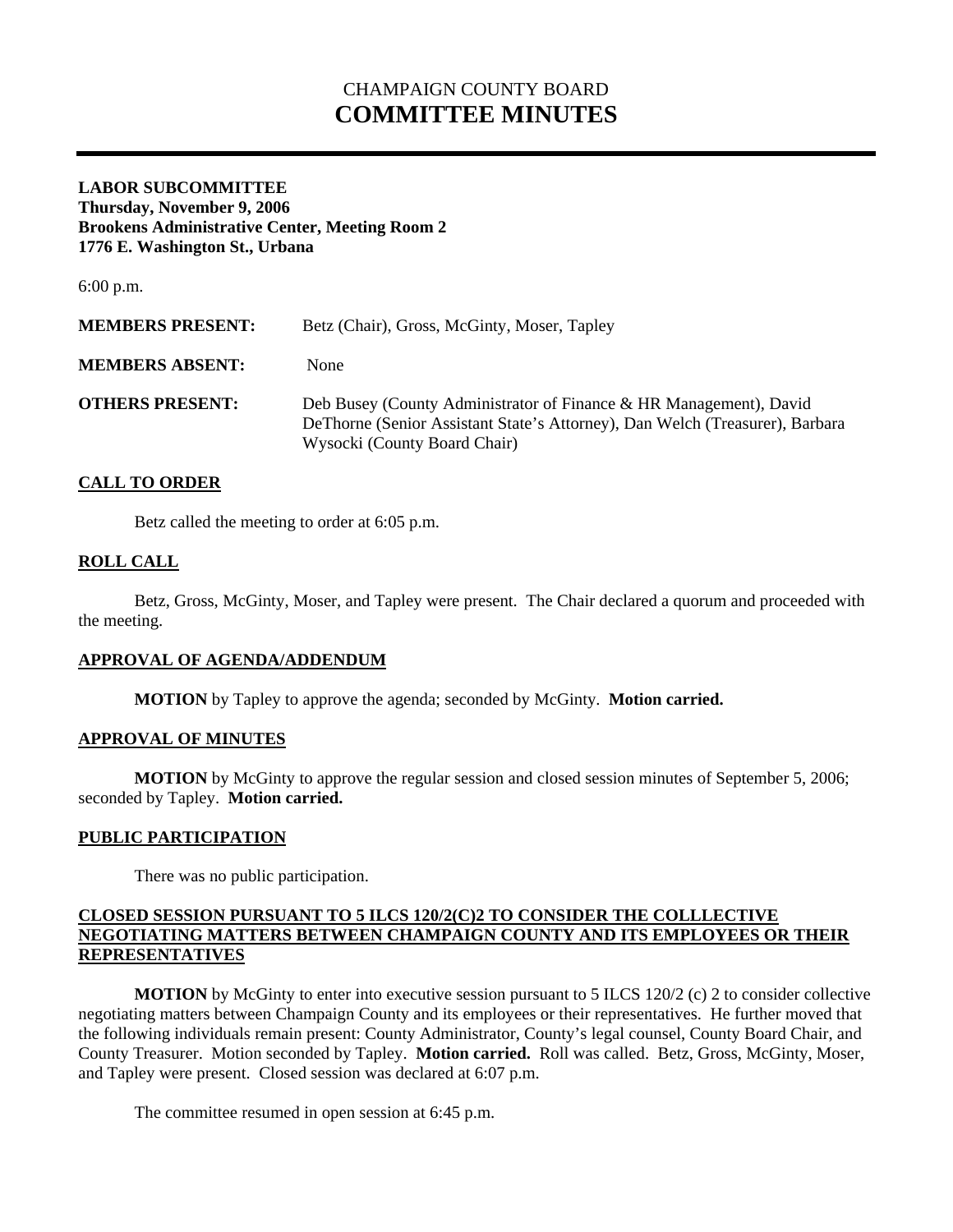# CHAMPAIGN COUNTY BOARD
# COMMITTEE MINUTES

**LABOR SUBCOMMITTEE**
**Thursday, November 9, 2006**
**Brookens Administrative Center, Meeting Room 2**
**1776 E. Washington St., Urbana**

6:00 p.m.

**MEMBERS PRESENT:** Betz (Chair), Gross, McGinty, Moser, Tapley

**MEMBERS ABSENT:** None

**OTHERS PRESENT:** Deb Busey (County Administrator of Finance & HR Management), David DeThorne (Senior Assistant State's Attorney), Dan Welch (Treasurer), Barbara Wysocki (County Board Chair)

## CALL TO ORDER

Betz called the meeting to order at 6:05 p.m.

## ROLL CALL

Betz, Gross, McGinty, Moser, and Tapley were present. The Chair declared a quorum and proceeded with the meeting.

## APPROVAL OF AGENDA/ADDENDUM

**MOTION** by Tapley to approve the agenda; seconded by McGinty. **Motion carried.**

## APPROVAL OF MINUTES

**MOTION** by McGinty to approve the regular session and closed session minutes of September 5, 2006; seconded by Tapley. **Motion carried.**

## PUBLIC PARTICIPATION

There was no public participation.

## CLOSED SESSION PURSUANT TO 5 ILCS 120/2(C)2 TO CONSIDER THE COLLLECTIVE NEGOTIATING MATTERS BETWEEN CHAMPAIGN COUNTY AND ITS EMPLOYEES OR THEIR REPRESENTATIVES

**MOTION** by McGinty to enter into executive session pursuant to 5 ILCS 120/2 (c) 2 to consider collective negotiating matters between Champaign County and its employees or their representatives. He further moved that the following individuals remain present: County Administrator, County's legal counsel, County Board Chair, and County Treasurer. Motion seconded by Tapley. **Motion carried.** Roll was called. Betz, Gross, McGinty, Moser, and Tapley were present. Closed session was declared at 6:07 p.m.

The committee resumed in open session at 6:45 p.m.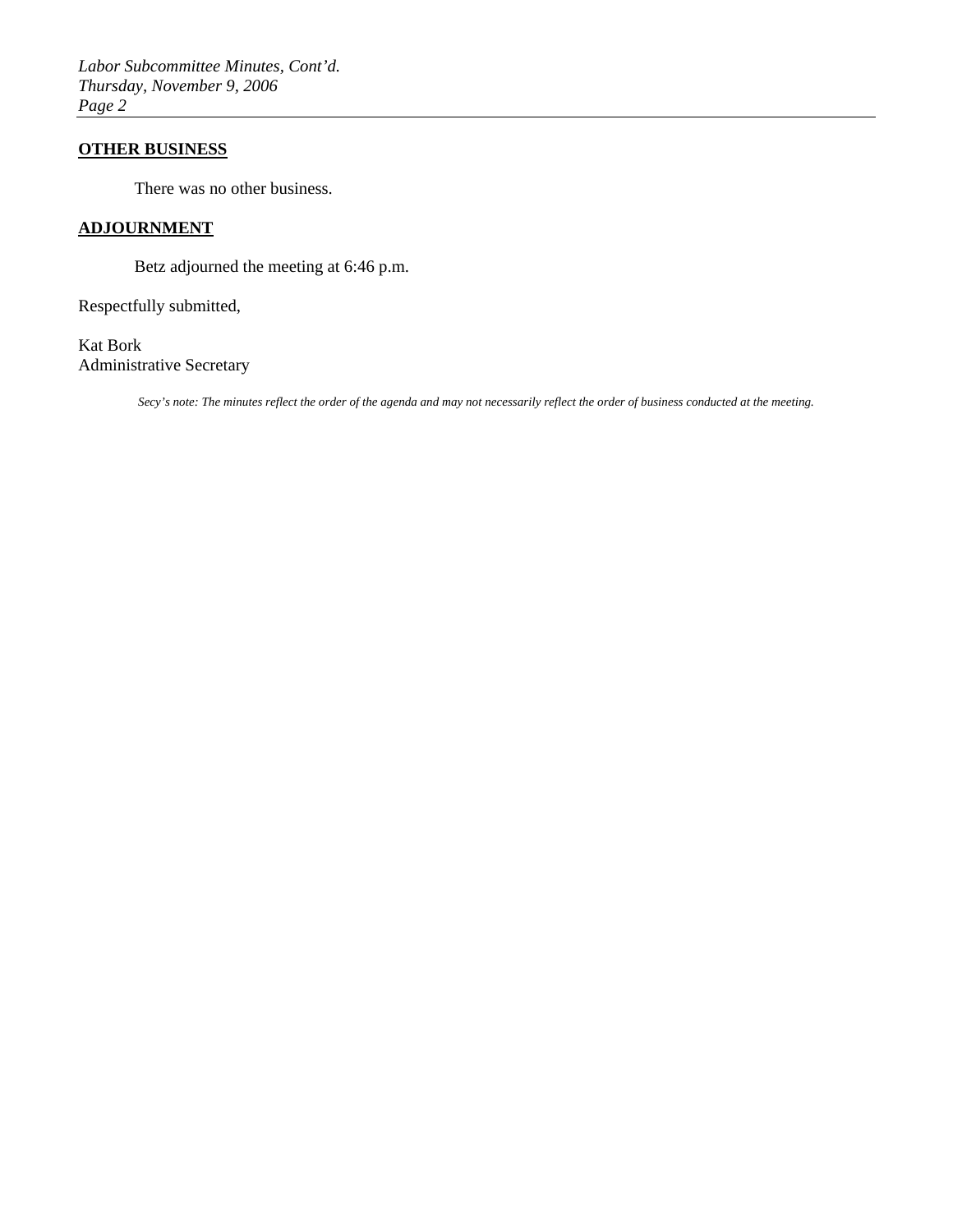## OTHER BUSINESS

There was no other business.

## ADJOURNMENT

Betz adjourned the meeting at 6:46 p.m.

Respectfully submitted,

Kat Bork
Administrative Secretary

*Secy's note: The minutes reflect the order of the agenda and may not necessarily reflect the order of business conducted at the meeting.*